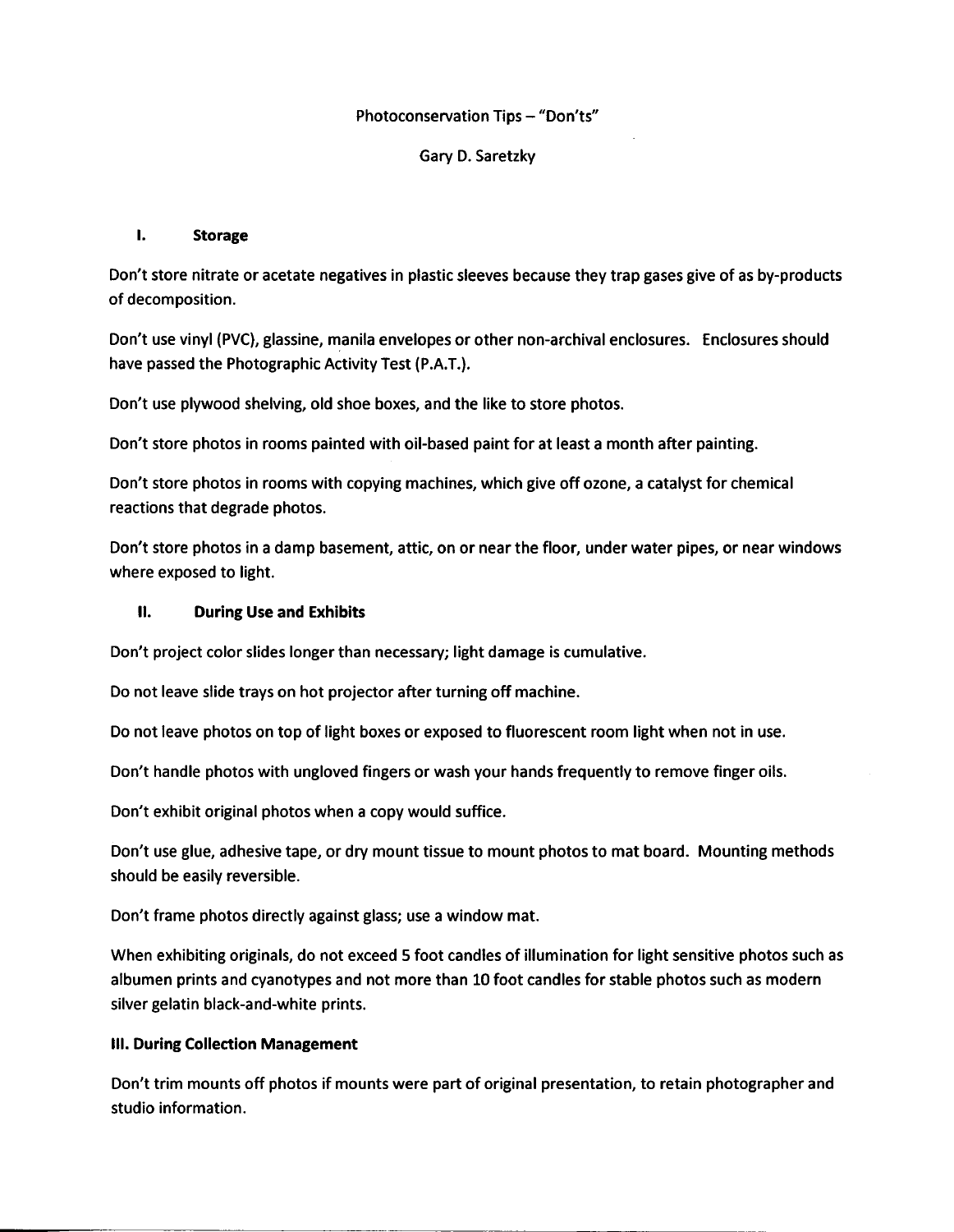# Photoconservation Tips – "Don'ts"

Gary D. Saretzky

## I. Storage

Don't store nitrate or acetate negatives in plastic sleeves because they trap gases give of as by-products of decomposition.

Don't use vinyl (PVC), glassine, manila envelopes or other non-archival enclosures. Enclosures should have passed the Photographic Activity Test (P.A.T.).

Don't use plywood shelving, old shoe boxes, and the like to store photos.

Don't store photos in rooms painted with oil-based paint for at least a month after painting.

Don't store photos in rooms with copying machines, which give off ozone, a catalyst for chemical reactions that degrade photos.

Don't store photos in a damp basement, attic, on or near the floor, under water pipes, or near windows where exposed to light.

## II. During Use and Exhibits

Don't project color slides longer than necessary; light damage is cumulative.

Do not leave slide trays on hot projector after turning off machine.

Do not leave photos on top of light boxes or exposed to fluorescent room light when not in use.

Don't handle photos with ungloved fingers or wash your hands frequently to remove finger oils.

Don't exhibit original photos when a copy would suffice.

Don't use glue, adhesive tape, or dry mount tissue to mount photos to mat board. Mounting methods should be easily reversible.

Don't frame photos directly against glass; use a window mat.

When exhibiting originals, do not exceed 5 foot candles of illumination for light sensitive photos such as albumen prints and cyanotypes and not more than 10 foot candles for stable photos such as modern silver gelatin black-and-white prints.

## III. During Collection Management

Don't trim mounts off photos if mounts were part of original presentation, to retain photographer and studio information.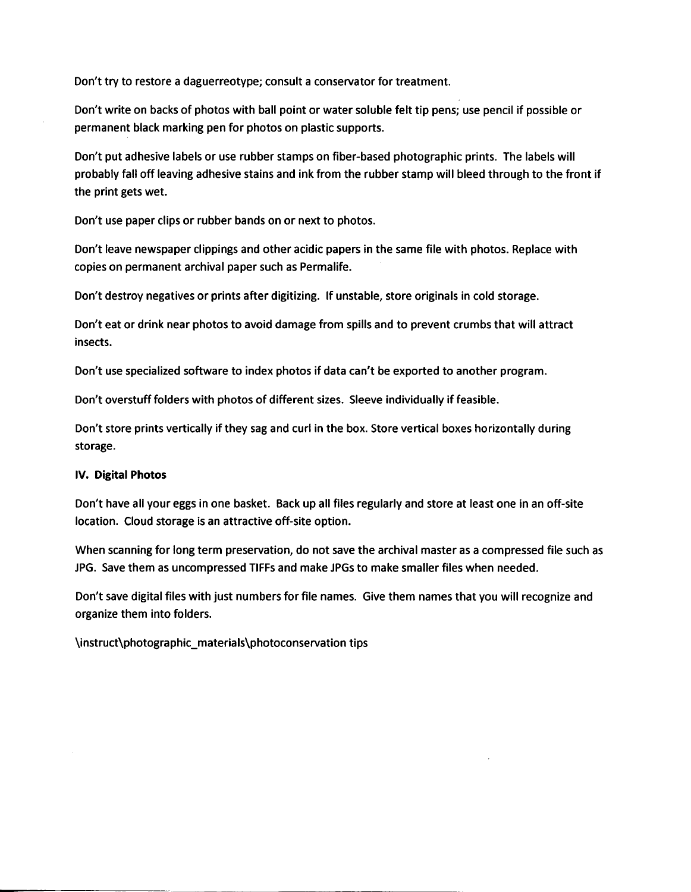Don't try to restore a daguerreotype; consult a conservator for treatment.

Don't write on backs of photos with ball point or water soluble felt tip pens; use pencil if possible or permanent black marking pen for photos on plastic supports.

Don't put adhesive labels or use rubber stamps on fiber-based photographic prints. The labels will probably fall off leaving adhesive stains and ink from the rubber stamp will bleed through to the front if the print gets wet.

Don't use paper clips or rubber bands on or next to photos.

Don't leave newspaper clippings and other acidic papers in the same file with photos. Replace with copies on permanent archival paper such as Permalife.

Don't destroy negatives or prints after digitizing. If unstable, store originals in cold storage.

Don't eat or drink near photos to avoid damage from spills and to prevent crumbs that will attract insects.

Don't use specialized software to index photos if data can't be exported to another program.

Don't overstuff folders with photos of different sizes. Sleeve individually if feasible.

Don't store prints vertically if they sag and curl in the box. Store vertical boxes horizontally during storage.

**IV. Digital Photos**

Don't have all your eggs in one basket. Back up all files regularly and store at least one in an off-site location. Cloud storage is an attractive off-site option.

When scanning for long term preservation, do not save the archival master as a compressed file such as JPG. Save them as uncompressed TIFFs and make JPGs to make smaller files when needed.

Don't save digital files with just numbers for file names. Give them names that you will recognize and organize them into folders.

\instruct\photographic_materials\photoconservation tips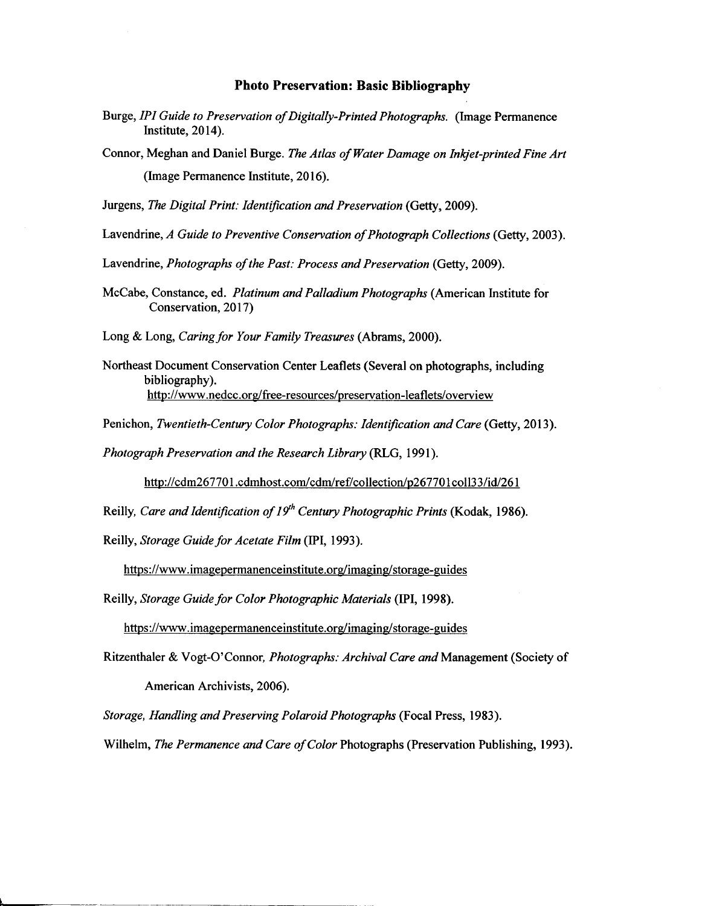## Photo Preservation: Basic Bibliography

Burge, *IPI Guide to Preservation of Digitally-Printed Photographs.* (Image Permanence Institute, 2014).

Connor, Meghan and Daniel Burge. *The Atlas of Water Damage on Inkjet-printed Fine Art* (Image Permanence Institute, 2016).

Jurgens, *The Digital Print: Identification and Preservation* (Getty, 2009).

Lavendrine, *A Guide to Preventive Conservation of Photograph Collections* (Getty, 2003).

Lavendrine, *Photographs of the Past: Process and Preservation* (Getty, 2009).

McCabe, Constance, ed. *Platinum and Palladium Photographs* (American Institute for Conservation, 2017)

Long & Long, *Caring for Your Family Treasures* (Abrams, 2000).

Northeast Document Conservation Center Leaflets (Several on photographs, including bibliography).
http://www.nedcc.org/free-resources/preservation-leaflets/overview

Penichon, *Twentieth-Century Color Photographs: Identification and Care* (Getty, 2013).

*Photograph Preservation and the Research Library* (RLG, 1991).

http://cdm267701.cdmhost.com/cdm/ref/collection/p267701coll33/id/261

Reilly, *Care and Identification of 19th Century Photographic Prints* (Kodak, 1986).

Reilly, *Storage Guide for Acetate Film* (IPI, 1993).

https://www.imagepermanenceinstitute.org/imaging/storage-guides

Reilly, *Storage Guide for Color Photographic Materials* (IPI, 1998).

https://www.imagepermanenceinstitute.org/imaging/storage-guides

Ritzenthaler & Vogt-O'Connor, *Photographs: Archival Care and* Management (Society of American Archivists, 2006).

*Storage, Handling and Preserving Polaroid Photographs* (Focal Press, 1983).

Wilhelm, *The Permanence and Care of Color* Photographs (Preservation Publishing, 1993).